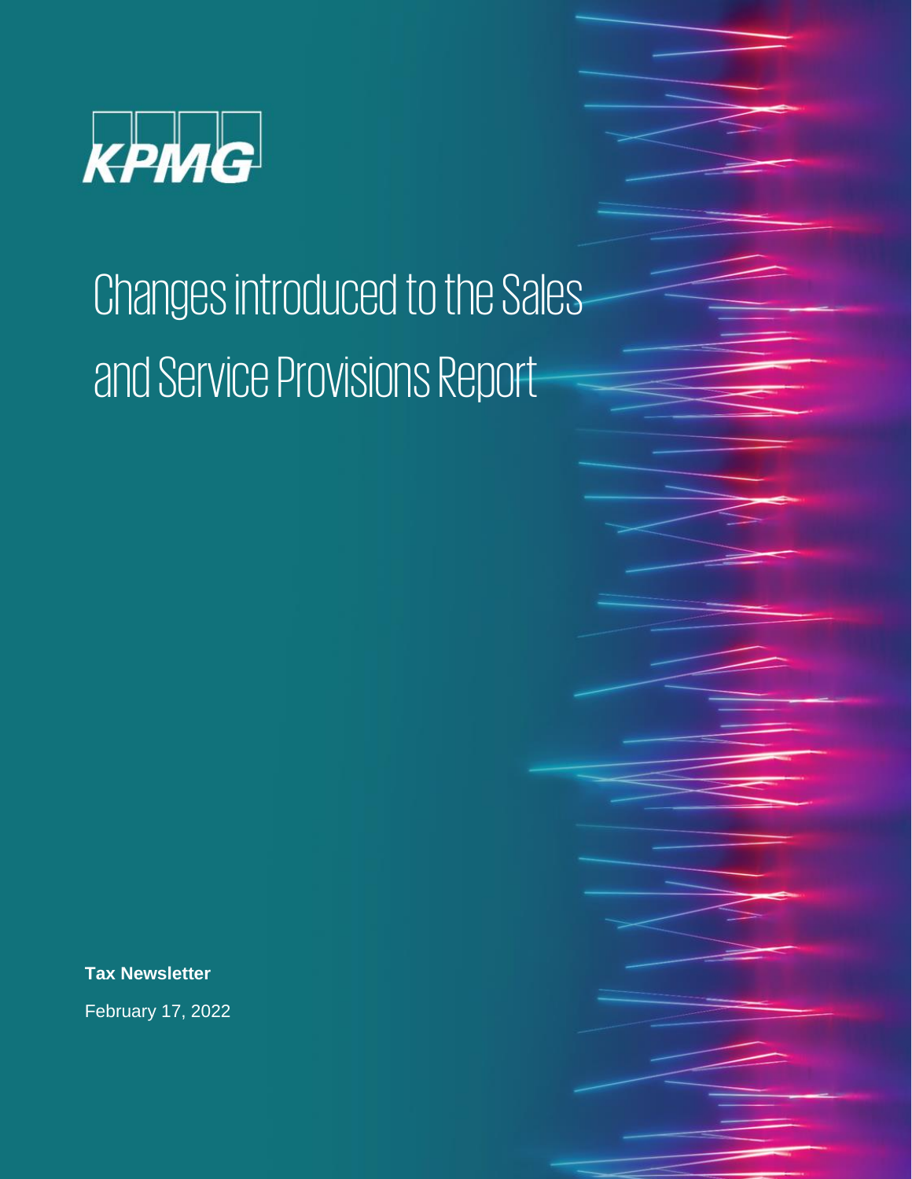KPMG

# Changes introduced to the Sales and Service Provisions Report

**Tax Newsletter**

February 17, 2022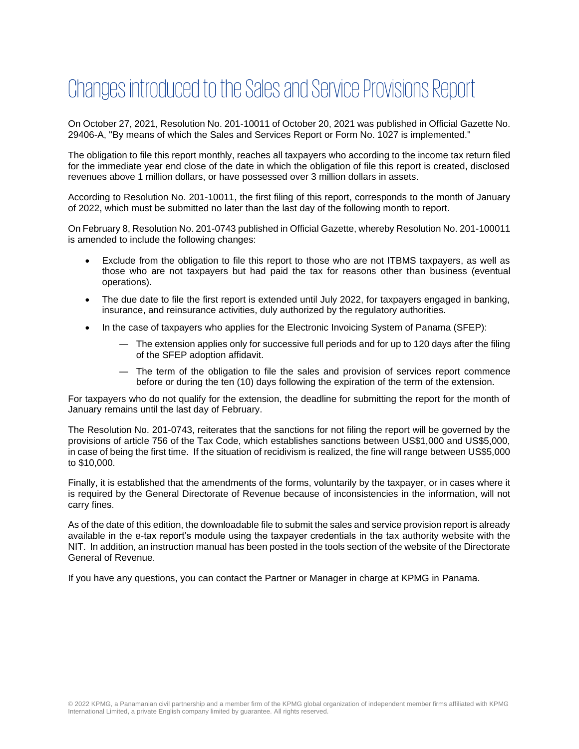# Changes introduced to the Sales and Service Provisions Report

On October 27, 2021, Resolution No. 201-10011 of October 20, 2021 was published in Official Gazette No. 29406-A, "By means of which the Sales and Services Report or Form No. 1027 is implemented."

The obligation to file this report monthly, reaches all taxpayers who according to the income tax return filed for the immediate year end close of the date in which the obligation of file this report is created, disclosed revenues above 1 million dollars, or have possessed over 3 million dollars in assets.

According to Resolution No. 201-10011, the first filing of this report, corresponds to the month of January of 2022, which must be submitted no later than the last day of the following month to report.

On February 8, Resolution No. 201-0743 published in Official Gazette, whereby Resolution No. 201-100011 is amended to include the following changes:

- Exclude from the obligation to file this report to those who are not ITBMS taxpayers, as well as those who are not taxpayers but had paid the tax for reasons other than business (eventual operations).
- The due date to file the first report is extended until July 2022, for taxpayers engaged in banking, insurance, and reinsurance activities, duly authorized by the regulatory authorities.
- In the case of taxpayers who applies for the Electronic Invoicing System of Panama (SFEP):
  - The extension applies only for successive full periods and for up to 120 days after the filing of the SFEP adoption affidavit.
  - The term of the obligation to file the sales and provision of services report commence before or during the ten (10) days following the expiration of the term of the extension.

For taxpayers who do not qualify for the extension, the deadline for submitting the report for the month of January remains until the last day of February.

The Resolution No. 201-0743, reiterates that the sanctions for not filing the report will be governed by the provisions of article 756 of the Tax Code, which establishes sanctions between US$1,000 and US$5,000, in case of being the first time. If the situation of recidivism is realized, the fine will range between US$5,000 to $10,000.

Finally, it is established that the amendments of the forms, voluntarily by the taxpayer, or in cases where it is required by the General Directorate of Revenue because of inconsistencies in the information, will not carry fines.

As of the date of this edition, the downloadable file to submit the sales and service provision report is already available in the e-tax report's module using the taxpayer credentials in the tax authority website with the NIT. In addition, an instruction manual has been posted in the tools section of the website of the Directorate General of Revenue.

If you have any questions, you can contact the Partner or Manager in charge at KPMG in Panama.

© 2022 KPMG, a Panamanian civil partnership and a member firm of the KPMG global organization of independent member firms affiliated with KPMG International Limited, a private English company limited by guarantee. All rights reserved.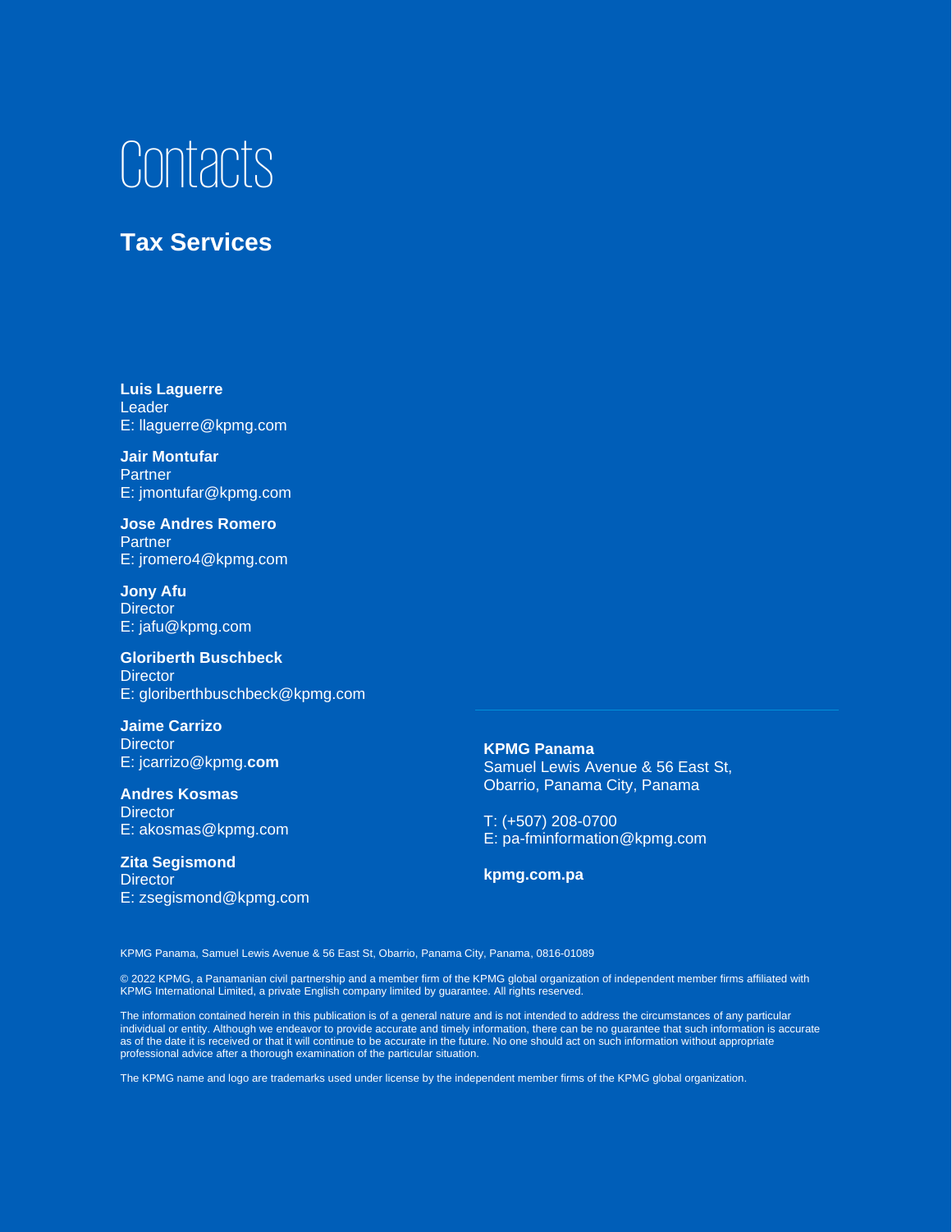# Contacts

## Tax Services

**Luis Laguerre**
Leader
E: llaguerre@kpmg.com

**Jair Montufar**
Partner
E: jmontufar@kpmg.com

**Jose Andres Romero**
Partner
E: jromero4@kpmg.com

**Jony Afu**
Director
E: jafu@kpmg.com

**Gloriberth Buschbeck**
Director
E: gloriberthbuschbeck@kpmg.com

**Jaime Carrizo**
Director
E: jcarrizo@kpmg.**com**

**Andres Kosmas**
Director
E: akosmas@kpmg.com

**Zita Segismond**
Director
E: zsegismond@kpmg.com

**KPMG Panama**
Samuel Lewis Avenue & 56 East St,
Obarrio, Panama City, Panama

T: (+507) 208-0700
E: pa-fminformation@kpmg.com

**kpmg.com.pa**

KPMG Panama, Samuel Lewis Avenue & 56 East St, Obarrio, Panama City, Panama, 0816-01089

© 2022 KPMG, a Panamanian civil partnership and a member firm of the KPMG global organization of independent member firms affiliated with KPMG International Limited, a private English company limited by guarantee. All rights reserved.

The information contained herein in this publication is of a general nature and is not intended to address the circumstances of any particular individual or entity. Although we endeavor to provide accurate and timely information, there can be no guarantee that such information is accurate as of the date it is received or that it will continue to be accurate in the future. No one should act on such information without appropriate professional advice after a thorough examination of the particular situation.

The KPMG name and logo are trademarks used under license by the independent member firms of the KPMG global organization.